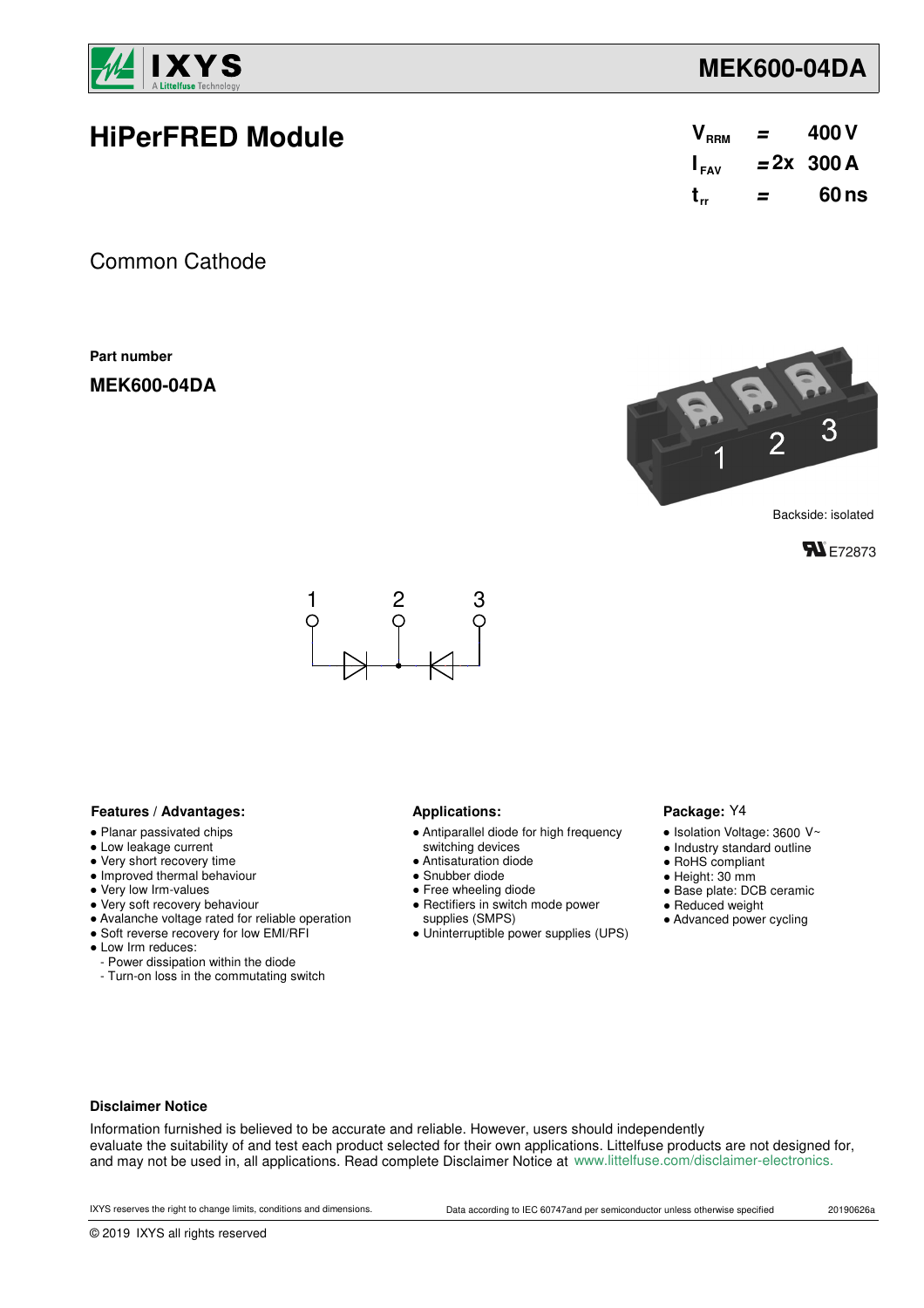# HiPerFRED Module

**MEK600-04DA**

| | | |
|---|---|---|
| $V_{RRM}$ | = | 400 V |
| $I_{FAV}$ | = 2x | 300 A |
| $t_{rr}$ | = | 60 ns |

Common Cathode

**Part number**

**MEK600-04DA**

Backside: isolated

E72873

1 2 3

### Features / Advantages:

- Planar passivated chips
- Low leakage current
- Very short recovery time
- Improved thermal behaviour
- Very low Irm-values
- Very soft recovery behaviour
- Avalanche voltage rated for reliable operation
- Soft reverse recovery for low EMI/RFI
- Low Irm reduces:
  - Power dissipation within the diode
  - Turn-on loss in the commutating switch

### Applications:

- Antiparallel diode for high frequency switching devices
- Antisaturation diode
- Snubber diode
- Free wheeling diode
- Rectifiers in switch mode power supplies (SMPS)
- Uninterruptible power supplies (UPS)

### Package: Y4

- Isolation Voltage: 3600 V~
- Industry standard outline
- RoHS compliant
- Height: 30 mm
- Base plate: DCB ceramic
- Reduced weight
- Advanced power cycling

**Disclaimer Notice**

Information furnished is believed to be accurate and reliable. However, users should independently evaluate the suitability of and test each product selected for their own applications. Littelfuse products are not designed for, and may not be used in, all applications. Read complete Disclaimer Notice at www.littelfuse.com/disclaimer-electronics.

IXYS reserves the right to change limits, conditions and dimensions. Data according to IEC 60747and per semiconductor unless otherwise specified 20190626a

© 2019 IXYS all rights reserved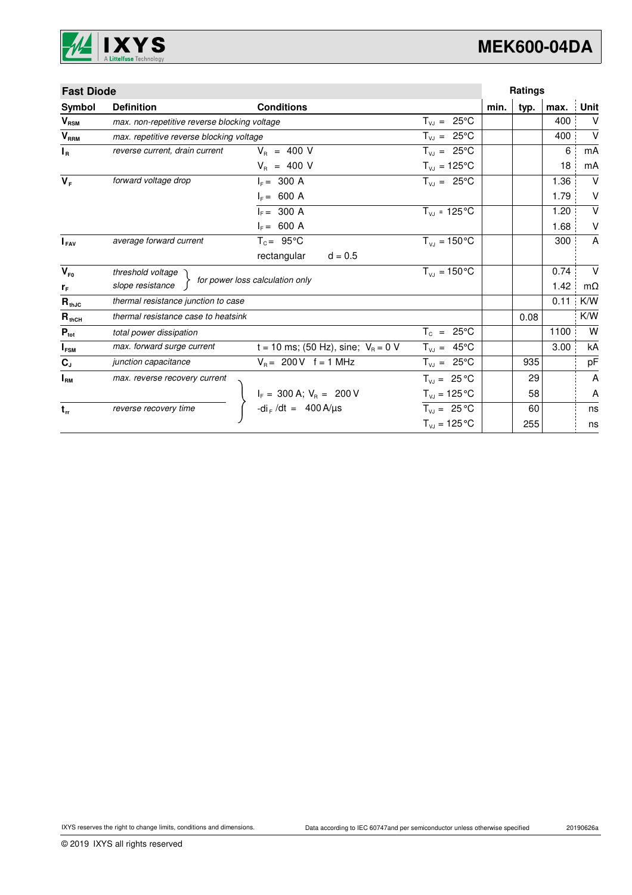## Fast Diode

| Symbol | Definition | Conditions | | min. | typ. | max. | Unit |
|---|---|---|---|---|---|---|---|
| $V_{RSM}$ | *max. non-repetitive reverse blocking voltage* | | $T_{VJ}$ = 25°C | | | 400 | V |
| $V_{RRM}$ | *max. repetitive reverse blocking voltage* | | $T_{VJ}$ = 25°C | | | 400 | V |
| $I_R$ | *reverse current, drain current* | $V_R$ = 400 V | $T_{VJ}$ = 25°C | | | 6 | mA |
| | | $V_R$ = 400 V | $T_{VJ}$ = 125°C | | | 18 | mA |
| $V_F$ | *forward voltage drop* | $I_F$ = 300 A | $T_{VJ}$ = 25°C | | | 1.36 | V |
| | | $I_F$ = 600 A | | | | 1.79 | V |
| | | $I_F$ = 300 A | $T_{VJ}$ = 125°C | | | 1.20 | V |
| | | $I_F$ = 600 A | | | | 1.68 | V |
| $I_{FAV}$ | *average forward current* | $T_C$ = 95°C | $T_{VJ}$ = 150°C | | | 300 | A |
| | | rectangular d = 0.5 | | | | | |
| $V_{F0}$ | *threshold voltage* | *for power loss calculation only* | $T_{VJ}$ = 150°C | | | 0.74 | V |
| $r_F$ | *slope resistance* | | | | | 1.42 | mΩ |
| $R_{thJC}$ | *thermal resistance junction to case* | | | | | 0.11 | K/W |
| $R_{thCH}$ | *thermal resistance case to heatsink* | | | | 0.08 | | K/W |
| $P_{tot}$ | *total power dissipation* | | $T_C$ = 25°C | | | 1100 | W |
| $I_{FSM}$ | *max. forward surge current* | t = 10 ms; (50 Hz), sine; $V_R$ = 0 V | $T_{VJ}$ = 45°C | | | 3.00 | kA |
| $C_J$ | *junction capacitance* | $V_R$ = 200 V f = 1 MHz | $T_{VJ}$ = 25°C | | 935 | | pF |
| $I_{RM}$ | *max. reverse recovery current* | $I_F$ = 300 A; $V_R$ = 200 V | $T_{VJ}$ = 25°C | | 29 | | A |
| | | -$di_F$/dt = 400 A/µs | $T_{VJ}$ = 125°C | | 58 | | A |
| $t_{rr}$ | *reverse recovery time* | | $T_{VJ}$ = 25°C | | 60 | | ns |
| | | | $T_{VJ}$ = 125°C | | 255 | | ns |

IXYS reserves the right to change limits, conditions and dimensions.

Data according to IEC 60747and per semiconductor unless otherwise specified

20190626a

© 2019 IXYS all rights reserved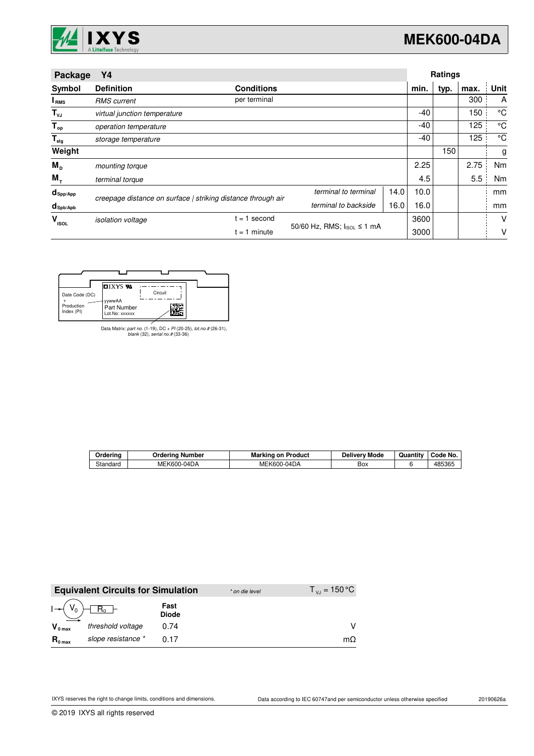# MEK600-04DA

| Package Y4 | | | | | Ratings | | | |
|---|---|---|---|---|---|---|---|---|
| **Symbol** | **Definition** | **Conditions** | | | **min.** | **typ.** | **max.** | **Unit** |
| $I_{RMS}$ | *RMS current* | per terminal | | | | | 300 | A |
| $T_{VJ}$ | *virtual junction temperature* | | | | -40 | | 150 | °C |
| $T_{op}$ | *operation temperature* | | | | -40 | | 125 | °C |
| $T_{stg}$ | *storage temperature* | | | | -40 | | 125 | °C |
| **Weight** | | | | | | 150 | | g |
| $M_D$ | *mounting torque* | | | | 2.25 | | 2.75 | Nm |
| $M_T$ | *terminal torque* | | | | 4.5 | | 5.5 | Nm |
| $d_{Spp/App}$ | *creepage distance on surface \| striking distance through air* | | *terminal to terminal* | 14.0 | 10.0 | | | mm |
| $d_{Spb/Apb}$ | | | *terminal to backside* | 16.0 | 16.0 | | | mm |
| $V_{ISOL}$ | *isolation voltage* | t = 1 second | 50/60 Hz, RMS; $I_{ISOL}$ ≤ 1 mA | | 3600 | | | V |
| | | t = 1 minute | | | 3000 | | | V |

Date Code (DC) + Production Index (PI)

IXYS — yywwAA — Part Number — Lot.No: xxxxxx — Circuit

Data Matrix: *part no.* (1-19), DC + *PI* (20-25), *lot.no.#* (26-31), *blank* (32), *serial no.#* (33-36)

| Ordering | Ordering Number | Marking on Product | Delivery Mode | Quantity | Code No. |
|---|---|---|---|---|---|
| Standard | MEK600-04DA | MEK600-04DA | Box | 6 | 485365 |

## Equivalent Circuits for Simulation

*\* on die level* — $T_{VJ}$ = 150 °C

| | | Fast Diode | |
|---|---|---|---|
| $V_{0\,max}$ | *threshold voltage* | 0.74 | V |
| $R_{0\,max}$ | *slope resistance \** | 0.17 | mΩ |

IXYS reserves the right to change limits, conditions and dimensions.

Data according to IEC 60747and per semiconductor unless otherwise specified

20190626a

© 2019 IXYS all rights reserved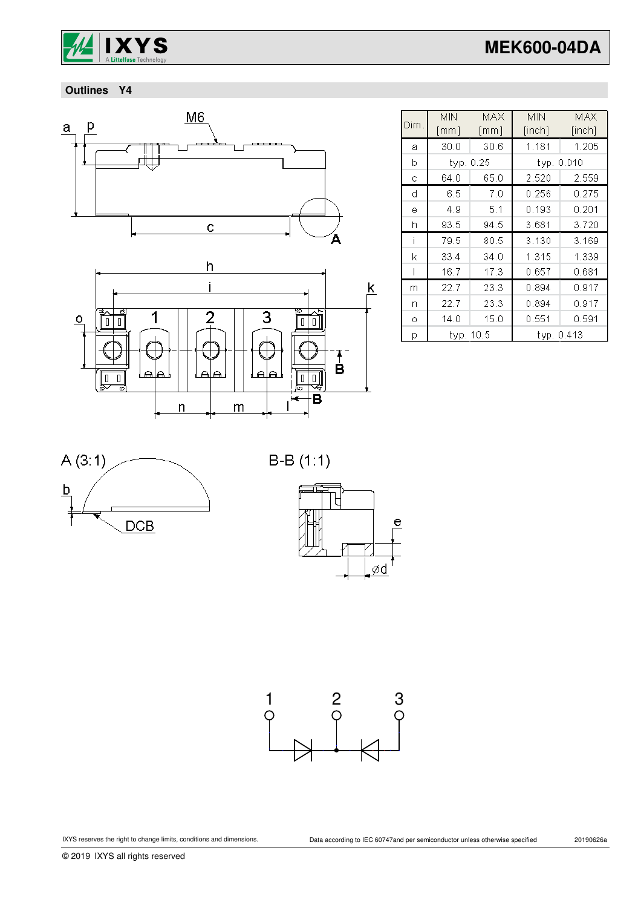## Outlines Y4

| Dim. | MIN [mm] | MAX [mm] | MIN [inch] | MAX [inch] |
|---|---|---|---|---|
| a | 30.0 | 30.6 | 1.181 | 1.205 |
| b | typ. 0.25 | | typ. 0.010 | |
| c | 64.0 | 65.0 | 2.520 | 2.559 |
| d | 6.5 | 7.0 | 0.256 | 0.275 |
| e | 4.9 | 5.1 | 0.193 | 0.201 |
| h | 93.5 | 94.5 | 3.681 | 3.720 |
| i | 79.5 | 80.5 | 3.130 | 3.169 |
| k | 33.4 | 34.0 | 1.315 | 1.339 |
| l | 16.7 | 17.3 | 0.657 | 0.681 |
| m | 22.7 | 23.3 | 0.894 | 0.917 |
| n | 22.7 | 23.3 | 0.894 | 0.917 |
| o | 14.0 | 15.0 | 0.551 | 0.591 |
| p | typ. 10.5 | | typ. 0.413 | |

IXYS reserves the right to change limits, conditions and dimensions.

Data according to IEC 60747and per semiconductor unless otherwise specified

20190626a

© 2019 IXYS all rights reserved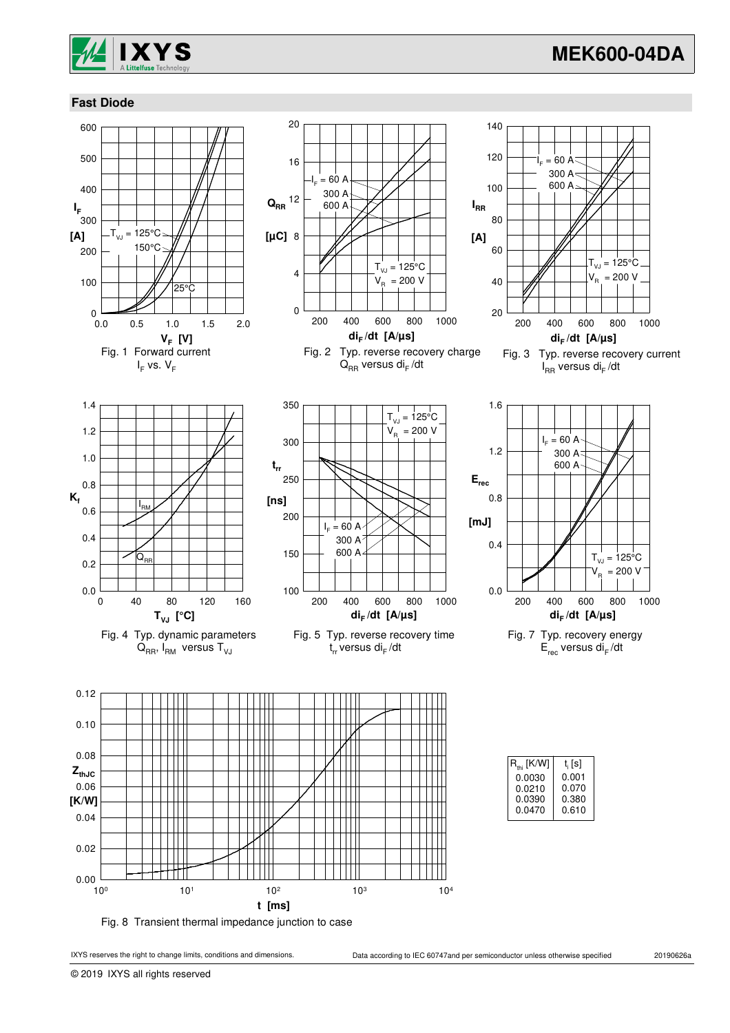## Fast Diode

600
500
400
$I_F$
300
[A]
200
100
0
0.0 0.5 1.0 1.5 2.0
$V_F$ [V]
$T_{VJ}$ = 125°C
150°C
25°C

Fig. 1 Forward current $I_F$ vs. $V_F$

20
16
$Q_{RR}$ 12
[µC] 8
4
0
200 400 600 800 1000
$di_F/dt$ [A/µs]
$I_F$ = 60 A
300 A
600 A
$T_{VJ}$ = 125°C
$V_R$ = 200 V

Fig. 2 Typ. reverse recovery charge $Q_{RR}$ versus $di_F/dt$

140
120
100
$I_{RR}$
80
[A]
60
40
20
200 400 600 800 1000
$di_F/dt$ [A/µs]
$I_F$ = 60 A
300 A
600 A
$T_{VJ}$ = 125°C
$V_R$ = 200 V

Fig. 3 Typ. reverse recovery current $I_{RR}$ versus $di_F/dt$

1.4
1.2
1.0
0.8
$K_f$
0.6
0.4
0.2
0.0
0 40 80 120 160
$T_{VJ}$ [°C]
$I_{RM}$
$Q_{RR}$

Fig. 4 Typ. dynamic parameters $Q_{RR}$, $I_{RM}$ versus $T_{VJ}$

350
300
$t_{rr}$
250
[ns]
200
150
100
200 400 600 800 1000
$di_F/dt$ [A/µs]
$T_{VJ}$ = 125°C
$V_R$ = 200 V
$I_F$ = 60 A
300 A
600 A

Fig. 5 Typ. reverse recovery time $t_{rr}$ versus $di_F/dt$

1.6
1.2
$E_{rec}$
0.8
[mJ]
0.4
0.0
200 400 600 800 1000
$di_F/dt$ [A/µs]
$I_F$ = 60 A
300 A
600 A
$T_{VJ}$ = 125°C
$V_R$ = 200 V

Fig. 7 Typ. recovery energy $E_{rec}$ versus $di_F/dt$

0.12
0.10
0.08
$Z_{thJC}$
0.06
[K/W]
0.04
0.02
0.00
$10^0$ $10^1$ $10^2$ $10^3$ $10^4$
t [ms]

Fig. 8 Transient thermal impedance junction to case

| $R_{thi}$ [K/W] | $t_i$ [s] |
|---|---|
| 0.0030 | 0.001 |
| 0.0210 | 0.070 |
| 0.0390 | 0.380 |
| 0.0470 | 0.610 |

IXYS reserves the right to change limits, conditions and dimensions.

Data according to IEC 60747and per semiconductor unless otherwise specified

20190626a

© 2019 IXYS all rights reserved